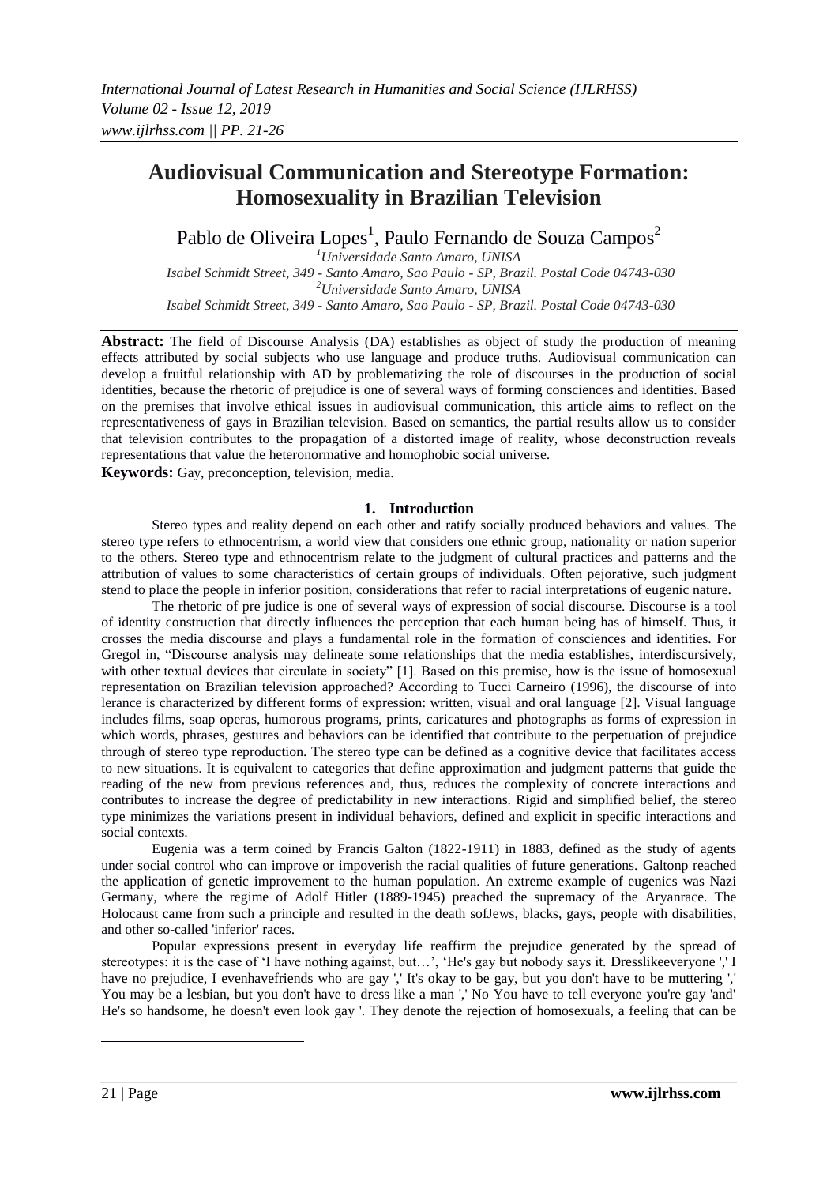# Audiovisual Communication and Stereotype Formation: Homosexuality in Brazilian Television

Pablo de Oliveira Lopes[1], Paulo Fernando de Souza Campos[2]

[1]Universidade Santo Amaro, UNISA
Isabel Schmidt Street, 349 - Santo Amaro, Sao Paulo - SP, Brazil. Postal Code 04743-030
[2]Universidade Santo Amaro, UNISA
Isabel Schmidt Street, 349 - Santo Amaro, Sao Paulo - SP, Brazil. Postal Code 04743-030

**Abstract:** The field of Discourse Analysis (DA) establishes as object of study the production of meaning effects attributed by social subjects who use language and produce truths. Audiovisual communication can develop a fruitful relationship with AD by problematizing the role of discourses in the production of social identities, because the rhetoric of prejudice is one of several ways of forming consciences and identities. Based on the premises that involve ethical issues in audiovisual communication, this article aims to reflect on the representativeness of gays in Brazilian television. Based on semantics, the partial results allow us to consider that television contributes to the propagation of a distorted image of reality, whose deconstruction reveals representations that value the heteronormative and homophobic social universe.

**Keywords:** Gay, preconception, television, media.

## 1. Introduction

Stereo types and reality depend on each other and ratify socially produced behaviors and values. The stereo type refers to ethnocentrism, a world view that considers one ethnic group, nationality or nation superior to the others. Stereo type and ethnocentrism relate to the judgment of cultural practices and patterns and the attribution of values to some characteristics of certain groups of individuals. Often pejorative, such judgment stend to place the people in inferior position, considerations that refer to racial interpretations of eugenic nature.

The rhetoric of pre judice is one of several ways of expression of social discourse. Discourse is a tool of identity construction that directly influences the perception that each human being has of himself. Thus, it crosses the media discourse and plays a fundamental role in the formation of consciences and identities. For Gregol in, "Discourse analysis may delineate some relationships that the media establishes, interdiscursively, with other textual devices that circulate in society" [1]. Based on this premise, how is the issue of homosexual representation on Brazilian television approached? According to Tucci Carneiro (1996), the discourse of into lerance is characterized by different forms of expression: written, visual and oral language [2]. Visual language includes films, soap operas, humorous programs, prints, caricatures and photographs as forms of expression in which words, phrases, gestures and behaviors can be identified that contribute to the perpetuation of prejudice through of stereo type reproduction. The stereo type can be defined as a cognitive device that facilitates access to new situations. It is equivalent to categories that define approximation and judgment patterns that guide the reading of the new from previous references and, thus, reduces the complexity of concrete interactions and contributes to increase the degree of predictability in new interactions. Rigid and simplified belief, the stereo type minimizes the variations present in individual behaviors, defined and explicit in specific interactions and social contexts.

Eugenia was a term coined by Francis Galton (1822-1911) in 1883, defined as the study of agents under social control who can improve or impoverish the racial qualities of future generations. Galtonp reached the application of genetic improvement to the human population. An extreme example of eugenics was Nazi Germany, where the regime of Adolf Hitler (1889-1945) preached the supremacy of the Aryanrace. The Holocaust came from such a principle and resulted in the death sofJews, blacks, gays, people with disabilities, and other so-called 'inferior' races.

Popular expressions present in everyday life reaffirm the prejudice generated by the spread of stereotypes: it is the case of 'I have nothing against, but…', 'He's gay but nobody says it. Dresslikeeveryone ',' I have no prejudice, I evenhavefriends who are gay ',' It's okay to be gay, but you don't have to be muttering ',' You may be a lesbian, but you don't have to dress like a man ',' No You have to tell everyone you're gay 'and' He's so handsome, he doesn't even look gay '. They denote the rejection of homosexuals, a feeling that can be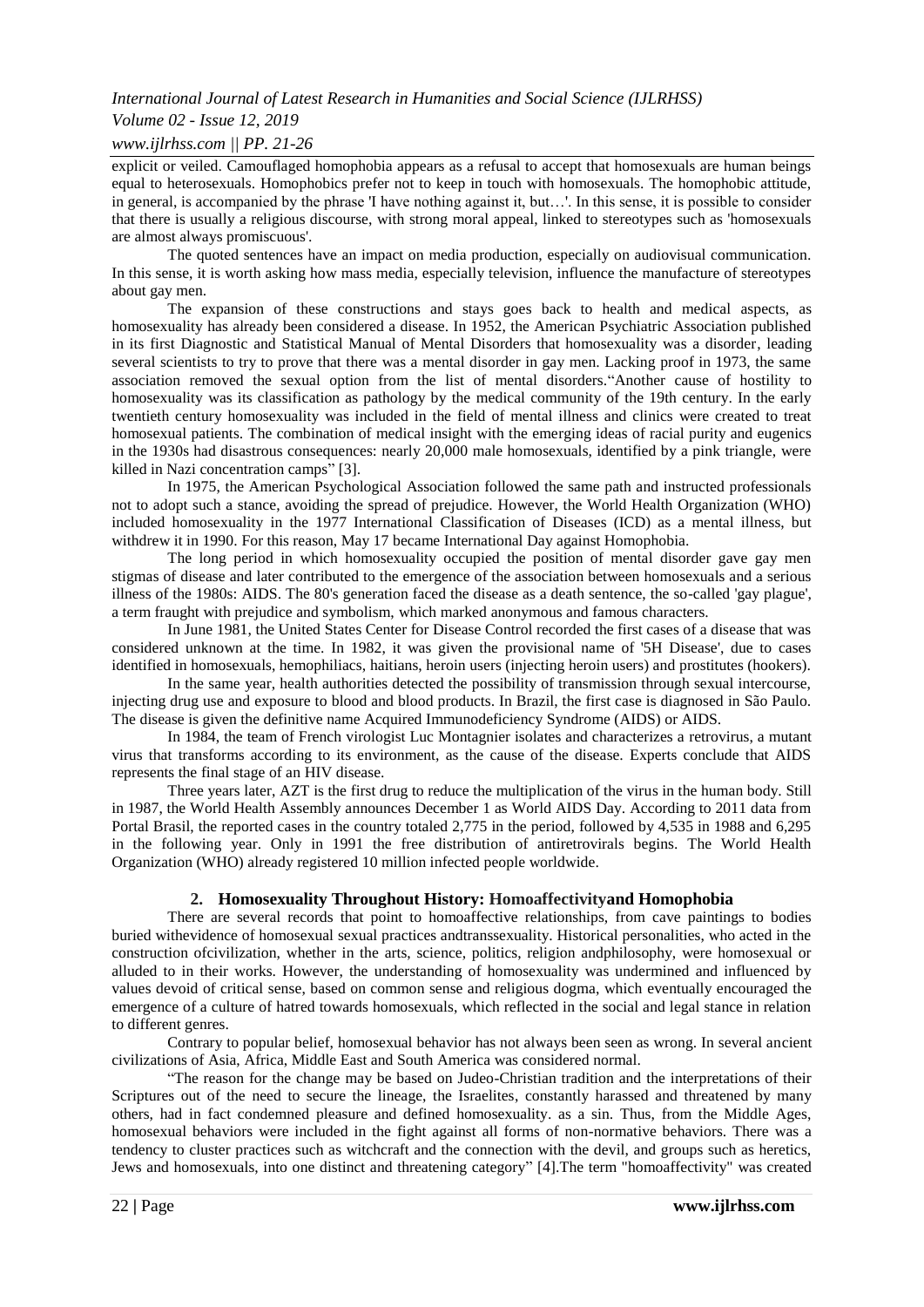explicit or veiled. Camouflaged homophobia appears as a refusal to accept that homosexuals are human beings equal to heterosexuals. Homophobics prefer not to keep in touch with homosexuals. The homophobic attitude, in general, is accompanied by the phrase 'I have nothing against it, but…'. In this sense, it is possible to consider that there is usually a religious discourse, with strong moral appeal, linked to stereotypes such as 'homosexuals are almost always promiscuous'.

The quoted sentences have an impact on media production, especially on audiovisual communication. In this sense, it is worth asking how mass media, especially television, influence the manufacture of stereotypes about gay men.

The expansion of these constructions and stays goes back to health and medical aspects, as homosexuality has already been considered a disease. In 1952, the American Psychiatric Association published in its first Diagnostic and Statistical Manual of Mental Disorders that homosexuality was a disorder, leading several scientists to try to prove that there was a mental disorder in gay men. Lacking proof in 1973, the same association removed the sexual option from the list of mental disorders."Another cause of hostility to homosexuality was its classification as pathology by the medical community of the 19th century. In the early twentieth century homosexuality was included in the field of mental illness and clinics were created to treat homosexual patients. The combination of medical insight with the emerging ideas of racial purity and eugenics in the 1930s had disastrous consequences: nearly 20,000 male homosexuals, identified by a pink triangle, were killed in Nazi concentration camps" [3].

In 1975, the American Psychological Association followed the same path and instructed professionals not to adopt such a stance, avoiding the spread of prejudice. However, the World Health Organization (WHO) included homosexuality in the 1977 International Classification of Diseases (ICD) as a mental illness, but withdrew it in 1990. For this reason, May 17 became International Day against Homophobia.

The long period in which homosexuality occupied the position of mental disorder gave gay men stigmas of disease and later contributed to the emergence of the association between homosexuals and a serious illness of the 1980s: AIDS. The 80's generation faced the disease as a death sentence, the so-called 'gay plague', a term fraught with prejudice and symbolism, which marked anonymous and famous characters.

In June 1981, the United States Center for Disease Control recorded the first cases of a disease that was considered unknown at the time. In 1982, it was given the provisional name of '5H Disease', due to cases identified in homosexuals, hemophiliacs, haitians, heroin users (injecting heroin users) and prostitutes (hookers).

In the same year, health authorities detected the possibility of transmission through sexual intercourse, injecting drug use and exposure to blood and blood products. In Brazil, the first case is diagnosed in São Paulo. The disease is given the definitive name Acquired Immunodeficiency Syndrome (AIDS) or AIDS.

In 1984, the team of French virologist Luc Montagnier isolates and characterizes a retrovirus, a mutant virus that transforms according to its environment, as the cause of the disease. Experts conclude that AIDS represents the final stage of an HIV disease.

Three years later, AZT is the first drug to reduce the multiplication of the virus in the human body. Still in 1987, the World Health Assembly announces December 1 as World AIDS Day. According to 2011 data from Portal Brasil, the reported cases in the country totaled 2,775 in the period, followed by 4,535 in 1988 and 6,295 in the following year. Only in 1991 the free distribution of antiretrovirals begins. The World Health Organization (WHO) already registered 10 million infected people worldwide.

## 2. Homosexuality Throughout History: Homoaffectivityand Homophobia

There are several records that point to homoaffective relationships, from cave paintings to bodies buried withevidence of homosexual sexual practices andtranssexuality. Historical personalities, who acted in the construction ofcivilization, whether in the arts, science, politics, religion andphilosophy, were homosexual or alluded to in their works. However, the understanding of homosexuality was undermined and influenced by values devoid of critical sense, based on common sense and religious dogma, which eventually encouraged the emergence of a culture of hatred towards homosexuals, which reflected in the social and legal stance in relation to different genres.

Contrary to popular belief, homosexual behavior has not always been seen as wrong. In several ancient civilizations of Asia, Africa, Middle East and South America was considered normal.

"The reason for the change may be based on Judeo-Christian tradition and the interpretations of their Scriptures out of the need to secure the lineage, the Israelites, constantly harassed and threatened by many others, had in fact condemned pleasure and defined homosexuality. as a sin. Thus, from the Middle Ages, homosexual behaviors were included in the fight against all forms of non-normative behaviors. There was a tendency to cluster practices such as witchcraft and the connection with the devil, and groups such as heretics, Jews and homosexuals, into one distinct and threatening category" [4].The term "homoaffectivity" was created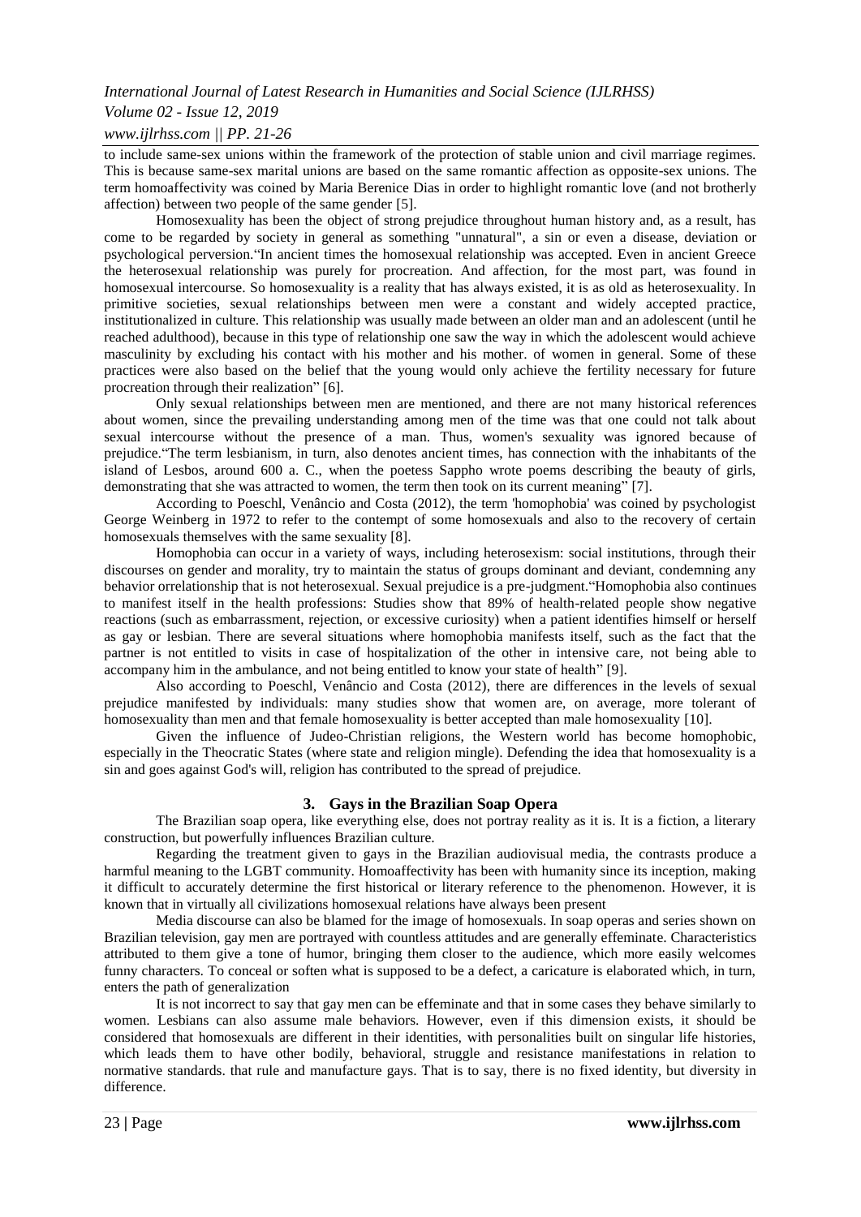to include same-sex unions within the framework of the protection of stable union and civil marriage regimes. This is because same-sex marital unions are based on the same romantic affection as opposite-sex unions. The term homoaffectivity was coined by Maria Berenice Dias in order to highlight romantic love (and not brotherly affection) between two people of the same gender [5].

Homosexuality has been the object of strong prejudice throughout human history and, as a result, has come to be regarded by society in general as something "unnatural", a sin or even a disease, deviation or psychological perversion."In ancient times the homosexual relationship was accepted. Even in ancient Greece the heterosexual relationship was purely for procreation. And affection, for the most part, was found in homosexual intercourse. So homosexuality is a reality that has always existed, it is as old as heterosexuality. In primitive societies, sexual relationships between men were a constant and widely accepted practice, institutionalized in culture. This relationship was usually made between an older man and an adolescent (until he reached adulthood), because in this type of relationship one saw the way in which the adolescent would achieve masculinity by excluding his contact with his mother and his mother. of women in general. Some of these practices were also based on the belief that the young would only achieve the fertility necessary for future procreation through their realization" [6].

Only sexual relationships between men are mentioned, and there are not many historical references about women, since the prevailing understanding among men of the time was that one could not talk about sexual intercourse without the presence of a man. Thus, women's sexuality was ignored because of prejudice."The term lesbianism, in turn, also denotes ancient times, has connection with the inhabitants of the island of Lesbos, around 600 a. C., when the poetess Sappho wrote poems describing the beauty of girls, demonstrating that she was attracted to women, the term then took on its current meaning" [7].

According to Poeschl, Venâncio and Costa (2012), the term 'homophobia' was coined by psychologist George Weinberg in 1972 to refer to the contempt of some homosexuals and also to the recovery of certain homosexuals themselves with the same sexuality [8].

Homophobia can occur in a variety of ways, including heterosexism: social institutions, through their discourses on gender and morality, try to maintain the status of groups dominant and deviant, condemning any behavior orrelationship that is not heterosexual. Sexual prejudice is a pre-judgment."Homophobia also continues to manifest itself in the health professions: Studies show that 89% of health-related people show negative reactions (such as embarrassment, rejection, or excessive curiosity) when a patient identifies himself or herself as gay or lesbian. There are several situations where homophobia manifests itself, such as the fact that the partner is not entitled to visits in case of hospitalization of the other in intensive care, not being able to accompany him in the ambulance, and not being entitled to know your state of health" [9].

Also according to Poeschl, Venâncio and Costa (2012), there are differences in the levels of sexual prejudice manifested by individuals: many studies show that women are, on average, more tolerant of homosexuality than men and that female homosexuality is better accepted than male homosexuality [10].

Given the influence of Judeo-Christian religions, the Western world has become homophobic, especially in the Theocratic States (where state and religion mingle). Defending the idea that homosexuality is a sin and goes against God's will, religion has contributed to the spread of prejudice.

## 3. Gays in the Brazilian Soap Opera

The Brazilian soap opera, like everything else, does not portray reality as it is. It is a fiction, a literary construction, but powerfully influences Brazilian culture.

Regarding the treatment given to gays in the Brazilian audiovisual media, the contrasts produce a harmful meaning to the LGBT community. Homoaffectivity has been with humanity since its inception, making it difficult to accurately determine the first historical or literary reference to the phenomenon. However, it is known that in virtually all civilizations homosexual relations have always been present

Media discourse can also be blamed for the image of homosexuals. In soap operas and series shown on Brazilian television, gay men are portrayed with countless attitudes and are generally effeminate. Characteristics attributed to them give a tone of humor, bringing them closer to the audience, which more easily welcomes funny characters. To conceal or soften what is supposed to be a defect, a caricature is elaborated which, in turn, enters the path of generalization

It is not incorrect to say that gay men can be effeminate and that in some cases they behave similarly to women. Lesbians can also assume male behaviors. However, even if this dimension exists, it should be considered that homosexuals are different in their identities, with personalities built on singular life histories, which leads them to have other bodily, behavioral, struggle and resistance manifestations in relation to normative standards. that rule and manufacture gays. That is to say, there is no fixed identity, but diversity in difference.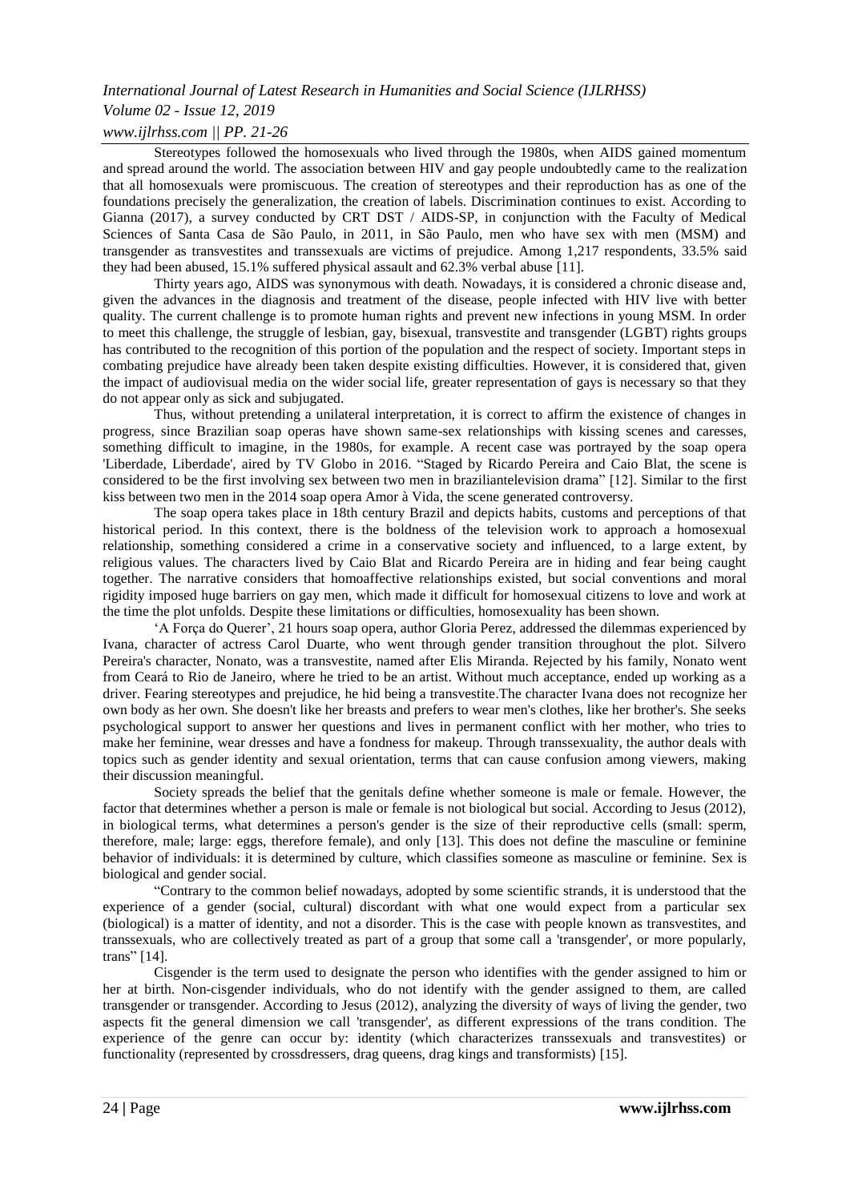Stereotypes followed the homosexuals who lived through the 1980s, when AIDS gained momentum and spread around the world. The association between HIV and gay people undoubtedly came to the realization that all homosexuals were promiscuous. The creation of stereotypes and their reproduction has as one of the foundations precisely the generalization, the creation of labels. Discrimination continues to exist. According to Gianna (2017), a survey conducted by CRT DST / AIDS-SP, in conjunction with the Faculty of Medical Sciences of Santa Casa de São Paulo, in 2011, in São Paulo, men who have sex with men (MSM) and transgender as transvestites and transsexuals are victims of prejudice. Among 1,217 respondents, 33.5% said they had been abused, 15.1% suffered physical assault and 62.3% verbal abuse [11].

Thirty years ago, AIDS was synonymous with death. Nowadays, it is considered a chronic disease and, given the advances in the diagnosis and treatment of the disease, people infected with HIV live with better quality. The current challenge is to promote human rights and prevent new infections in young MSM. In order to meet this challenge, the struggle of lesbian, gay, bisexual, transvestite and transgender (LGBT) rights groups has contributed to the recognition of this portion of the population and the respect of society. Important steps in combating prejudice have already been taken despite existing difficulties. However, it is considered that, given the impact of audiovisual media on the wider social life, greater representation of gays is necessary so that they do not appear only as sick and subjugated.

Thus, without pretending a unilateral interpretation, it is correct to affirm the existence of changes in progress, since Brazilian soap operas have shown same-sex relationships with kissing scenes and caresses, something difficult to imagine, in the 1980s, for example. A recent case was portrayed by the soap opera 'Liberdade, Liberdade', aired by TV Globo in 2016. "Staged by Ricardo Pereira and Caio Blat, the scene is considered to be the first involving sex between two men in braziliantelevision drama" [12]. Similar to the first kiss between two men in the 2014 soap opera Amor à Vida, the scene generated controversy.

The soap opera takes place in 18th century Brazil and depicts habits, customs and perceptions of that historical period. In this context, there is the boldness of the television work to approach a homosexual relationship, something considered a crime in a conservative society and influenced, to a large extent, by religious values. The characters lived by Caio Blat and Ricardo Pereira are in hiding and fear being caught together. The narrative considers that homoaffective relationships existed, but social conventions and moral rigidity imposed huge barriers on gay men, which made it difficult for homosexual citizens to love and work at the time the plot unfolds. Despite these limitations or difficulties, homosexuality has been shown.

'A Força do Querer', 21 hours soap opera, author Gloria Perez, addressed the dilemmas experienced by Ivana, character of actress Carol Duarte, who went through gender transition throughout the plot. Silvero Pereira's character, Nonato, was a transvestite, named after Elis Miranda. Rejected by his family, Nonato went from Ceará to Rio de Janeiro, where he tried to be an artist. Without much acceptance, ended up working as a driver. Fearing stereotypes and prejudice, he hid being a transvestite.The character Ivana does not recognize her own body as her own. She doesn't like her breasts and prefers to wear men's clothes, like her brother's. She seeks psychological support to answer her questions and lives in permanent conflict with her mother, who tries to make her feminine, wear dresses and have a fondness for makeup. Through transsexuality, the author deals with topics such as gender identity and sexual orientation, terms that can cause confusion among viewers, making their discussion meaningful.

Society spreads the belief that the genitals define whether someone is male or female. However, the factor that determines whether a person is male or female is not biological but social. According to Jesus (2012), in biological terms, what determines a person's gender is the size of their reproductive cells (small: sperm, therefore, male; large: eggs, therefore female), and only [13]. This does not define the masculine or feminine behavior of individuals: it is determined by culture, which classifies someone as masculine or feminine. Sex is biological and gender social.

"Contrary to the common belief nowadays, adopted by some scientific strands, it is understood that the experience of a gender (social, cultural) discordant with what one would expect from a particular sex (biological) is a matter of identity, and not a disorder. This is the case with people known as transvestites, and transsexuals, who are collectively treated as part of a group that some call a 'transgender', or more popularly, trans" [14].

Cisgender is the term used to designate the person who identifies with the gender assigned to him or her at birth. Non-cisgender individuals, who do not identify with the gender assigned to them, are called transgender or transgender. According to Jesus (2012), analyzing the diversity of ways of living the gender, two aspects fit the general dimension we call 'transgender', as different expressions of the trans condition. The experience of the genre can occur by: identity (which characterizes transsexuals and transvestites) or functionality (represented by crossdressers, drag queens, drag kings and transformists) [15].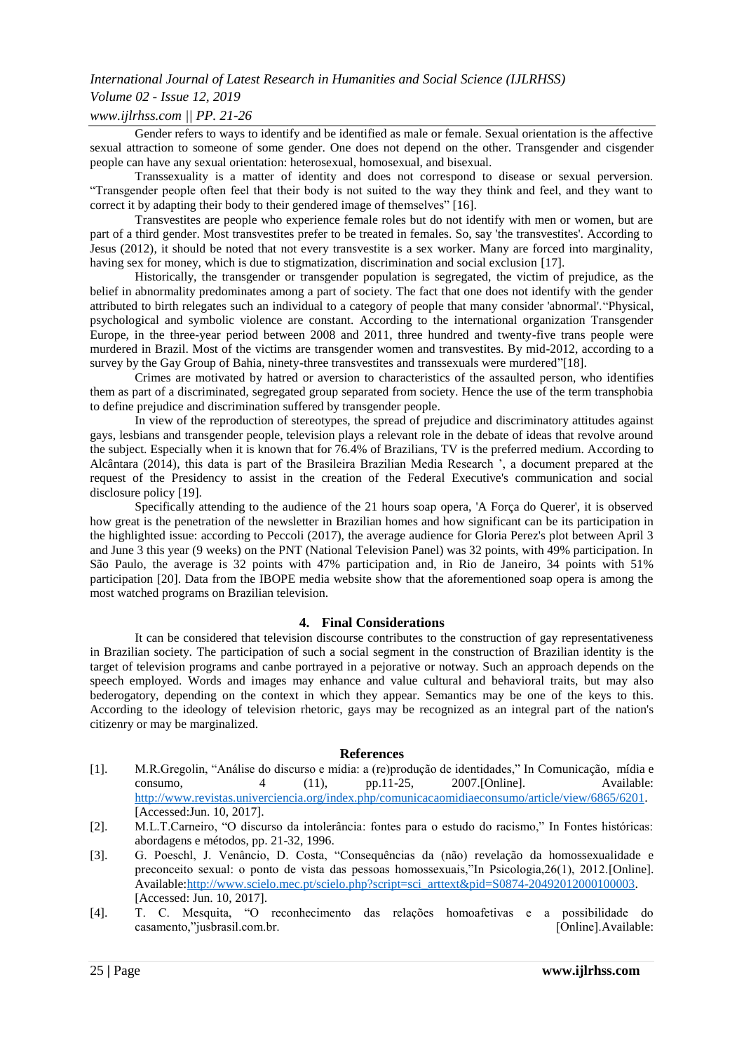Gender refers to ways to identify and be identified as male or female. Sexual orientation is the affective sexual attraction to someone of some gender. One does not depend on the other. Transgender and cisgender people can have any sexual orientation: heterosexual, homosexual, and bisexual.

Transsexuality is a matter of identity and does not correspond to disease or sexual perversion. "Transgender people often feel that their body is not suited to the way they think and feel, and they want to correct it by adapting their body to their gendered image of themselves" [16].

Transvestites are people who experience female roles but do not identify with men or women, but are part of a third gender. Most transvestites prefer to be treated in females. So, say 'the transvestites'. According to Jesus (2012), it should be noted that not every transvestite is a sex worker. Many are forced into marginality, having sex for money, which is due to stigmatization, discrimination and social exclusion [17].

Historically, the transgender or transgender population is segregated, the victim of prejudice, as the belief in abnormality predominates among a part of society. The fact that one does not identify with the gender attributed to birth relegates such an individual to a category of people that many consider 'abnormal'."Physical, psychological and symbolic violence are constant. According to the international organization Transgender Europe, in the three-year period between 2008 and 2011, three hundred and twenty-five trans people were murdered in Brazil. Most of the victims are transgender women and transvestites. By mid-2012, according to a survey by the Gay Group of Bahia, ninety-three transvestites and transsexuals were murdered"[18].

Crimes are motivated by hatred or aversion to characteristics of the assaulted person, who identifies them as part of a discriminated, segregated group separated from society. Hence the use of the term transphobia to define prejudice and discrimination suffered by transgender people.

In view of the reproduction of stereotypes, the spread of prejudice and discriminatory attitudes against gays, lesbians and transgender people, television plays a relevant role in the debate of ideas that revolve around the subject. Especially when it is known that for 76.4% of Brazilians, TV is the preferred medium. According to Alcântara (2014), this data is part of the Brasileira Brazilian Media Research ', a document prepared at the request of the Presidency to assist in the creation of the Federal Executive's communication and social disclosure policy [19].

Specifically attending to the audience of the 21 hours soap opera, 'A Força do Querer', it is observed how great is the penetration of the newsletter in Brazilian homes and how significant can be its participation in the highlighted issue: according to Peccoli (2017), the average audience for Gloria Perez's plot between April 3 and June 3 this year (9 weeks) on the PNT (National Television Panel) was 32 points, with 49% participation. In São Paulo, the average is 32 points with 47% participation and, in Rio de Janeiro, 34 points with 51% participation [20]. Data from the IBOPE media website show that the aforementioned soap opera is among the most watched programs on Brazilian television.

## 4. Final Considerations

It can be considered that television discourse contributes to the construction of gay representativeness in Brazilian society. The participation of such a social segment in the construction of Brazilian identity is the target of television programs and canbe portrayed in a pejorative or notway. Such an approach depends on the speech employed. Words and images may enhance and value cultural and behavioral traits, but may also bederogatory, depending on the context in which they appear. Semantics may be one of the keys to this. According to the ideology of television rhetoric, gays may be recognized as an integral part of the nation's citizenry or may be marginalized.

## References

[1]. M.R.Gregolin, "Análise do discurso e mídia: a (re)produção de identidades," In Comunicação, mídia e consumo, 4 (11), pp.11-25, 2007.[Online]. Available: http://www.revistas.univerciencia.org/index.php/comunicacaomidiaeconsumo/article/view/6865/6201. [Accessed:Jun. 10, 2017].

[2]. M.L.T.Carneiro, "O discurso da intolerância: fontes para o estudo do racismo," In Fontes históricas: abordagens e métodos, pp. 21-32, 1996.

[3]. G. Poeschl, J. Venâncio, D. Costa, "Consequências da (não) revelação da homossexualidade e preconceito sexual: o ponto de vista das pessoas homossexuais,"In Psicologia,26(1), 2012.[Online]. Available:http://www.scielo.mec.pt/scielo.php?script=sci_arttext&pid=S0874-20492012000100003. [Accessed: Jun. 10, 2017].

[4]. T. C. Mesquita, "O reconhecimento das relações homoafetivas e a possibilidade do casamento,"jusbrasil.com.br. [Online].Available: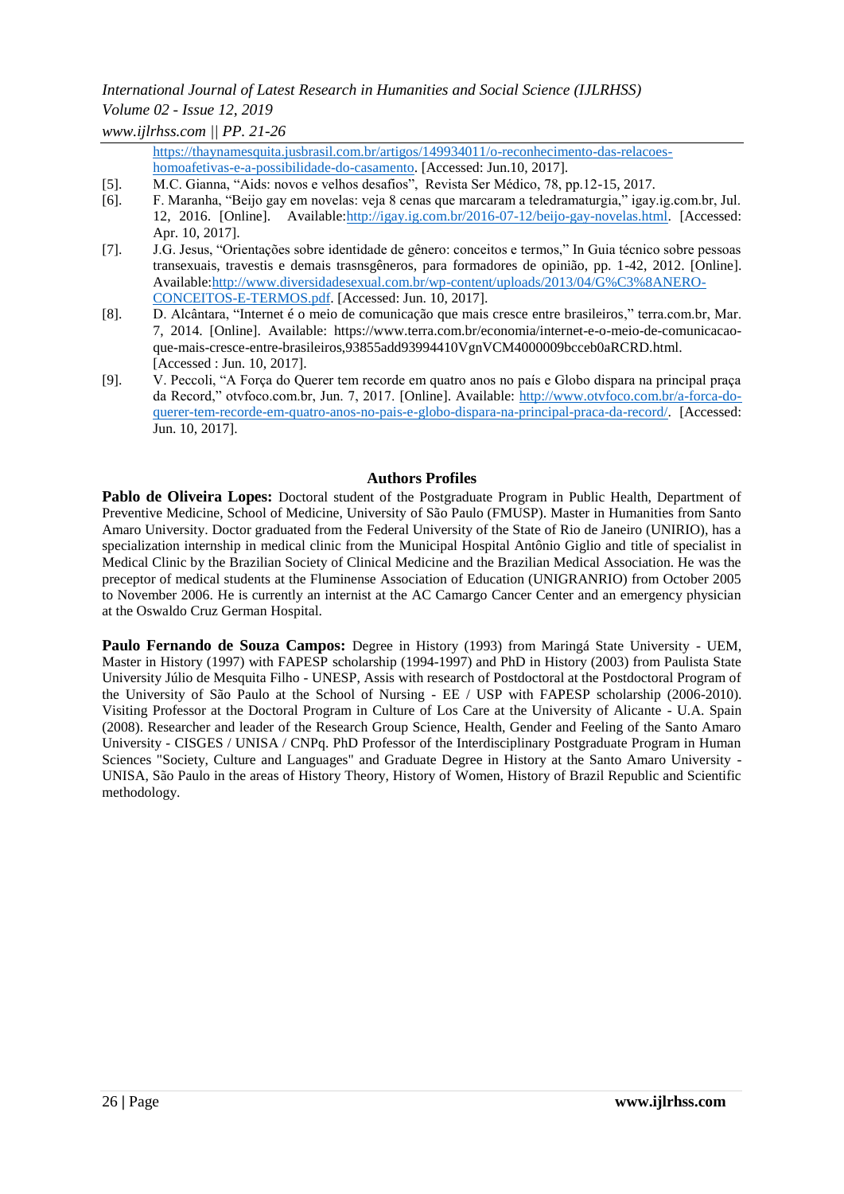https://thaynamesquita.jusbrasil.com.br/artigos/149934011/o-reconhecimento-das-relacoes-homoafetivas-e-a-possibilidade-do-casamento. [Accessed: Jun.10, 2017].

[5]. M.C. Gianna, "Aids: novos e velhos desafios", Revista Ser Médico, 78, pp.12-15, 2017.

[6]. F. Maranha, "Beijo gay em novelas: veja 8 cenas que marcaram a teledramaturgia," igay.ig.com.br, Jul. 12, 2016. [Online]. Available:http://igay.ig.com.br/2016-07-12/beijo-gay-novelas.html. [Accessed: Apr. 10, 2017].

[7]. J.G. Jesus, "Orientações sobre identidade de gênero: conceitos e termos," In Guia técnico sobre pessoas transexuais, travestis e demais trasnsgêneros, para formadores de opinião, pp. 1-42, 2012. [Online]. Available:http://www.diversidadesexual.com.br/wp-content/uploads/2013/04/G%C3%8ANERO-CONCEITOS-E-TERMOS.pdf. [Accessed: Jun. 10, 2017].

[8]. D. Alcântara, "Internet é o meio de comunicação que mais cresce entre brasileiros," terra.com.br, Mar. 7, 2014. [Online]. Available: https://www.terra.com.br/economia/internet-e-o-meio-de-comunicacao-que-mais-cresce-entre-brasileiros,93855add93994410VgnVCM4000009bcceb0aRCRD.html. [Accessed : Jun. 10, 2017].

[9]. V. Peccoli, "A Força do Querer tem recorde em quatro anos no país e Globo dispara na principal praça da Record," otvfoco.com.br, Jun. 7, 2017. [Online]. Available: http://www.otvfoco.com.br/a-forca-do-querer-tem-recorde-em-quatro-anos-no-pais-e-globo-dispara-na-principal-praca-da-record/. [Accessed: Jun. 10, 2017].

## Authors Profiles

**Pablo de Oliveira Lopes:** Doctoral student of the Postgraduate Program in Public Health, Department of Preventive Medicine, School of Medicine, University of São Paulo (FMUSP). Master in Humanities from Santo Amaro University. Doctor graduated from the Federal University of the State of Rio de Janeiro (UNIRIO), has a specialization internship in medical clinic from the Municipal Hospital Antônio Giglio and title of specialist in Medical Clinic by the Brazilian Society of Clinical Medicine and the Brazilian Medical Association. He was the preceptor of medical students at the Fluminense Association of Education (UNIGRANRIO) from October 2005 to November 2006. He is currently an internist at the AC Camargo Cancer Center and an emergency physician at the Oswaldo Cruz German Hospital.

**Paulo Fernando de Souza Campos:** Degree in History (1993) from Maringá State University - UEM, Master in History (1997) with FAPESP scholarship (1994-1997) and PhD in History (2003) from Paulista State University Júlio de Mesquita Filho - UNESP, Assis with research of Postdoctoral at the Postdoctoral Program of the University of São Paulo at the School of Nursing - EE / USP with FAPESP scholarship (2006-2010). Visiting Professor at the Doctoral Program in Culture of Los Care at the University of Alicante - U.A. Spain (2008). Researcher and leader of the Research Group Science, Health, Gender and Feeling of the Santo Amaro University - CISGES / UNISA / CNPq. PhD Professor of the Interdisciplinary Postgraduate Program in Human Sciences "Society, Culture and Languages" and Graduate Degree in History at the Santo Amaro University - UNISA, São Paulo in the areas of History Theory, History of Women, History of Brazil Republic and Scientific methodology.